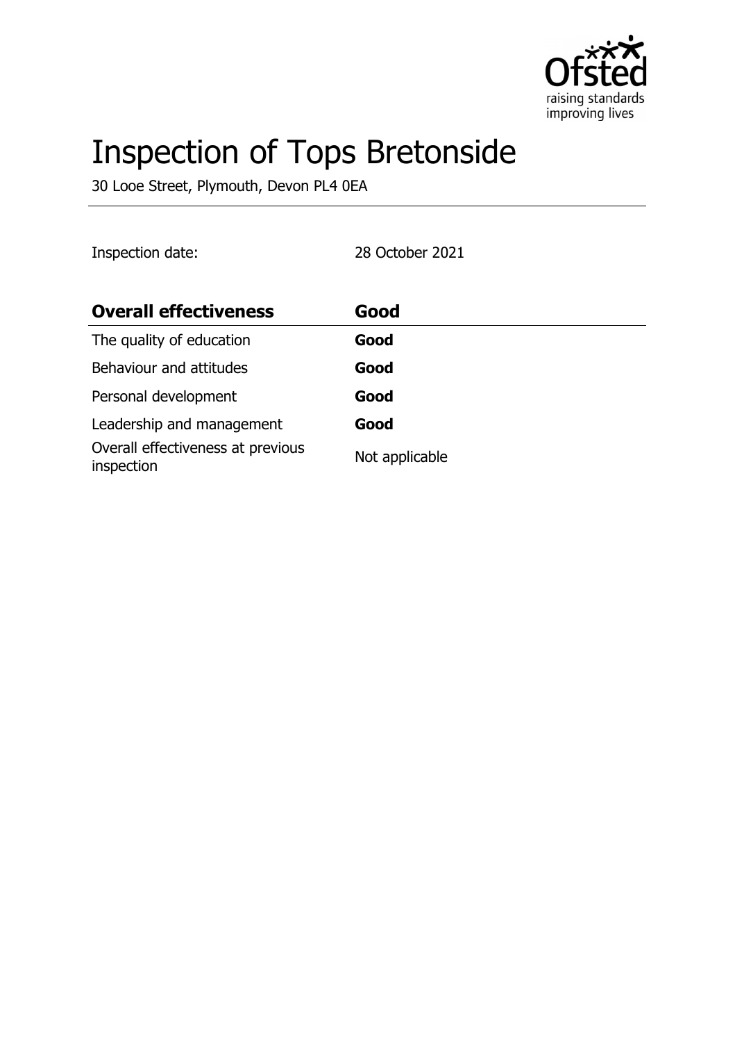# Inspection of Tops Bretonside

30 Looe Street, Plymouth, Devon PL4 0EA

Inspection date: 28 October 2021

| **Overall effectiveness** | **Good** |
| --- | --- |
| The quality of education | **Good** |
| Behaviour and attitudes | **Good** |
| Personal development | **Good** |
| Leadership and management | **Good** |
| Overall effectiveness at previous inspection | Not applicable |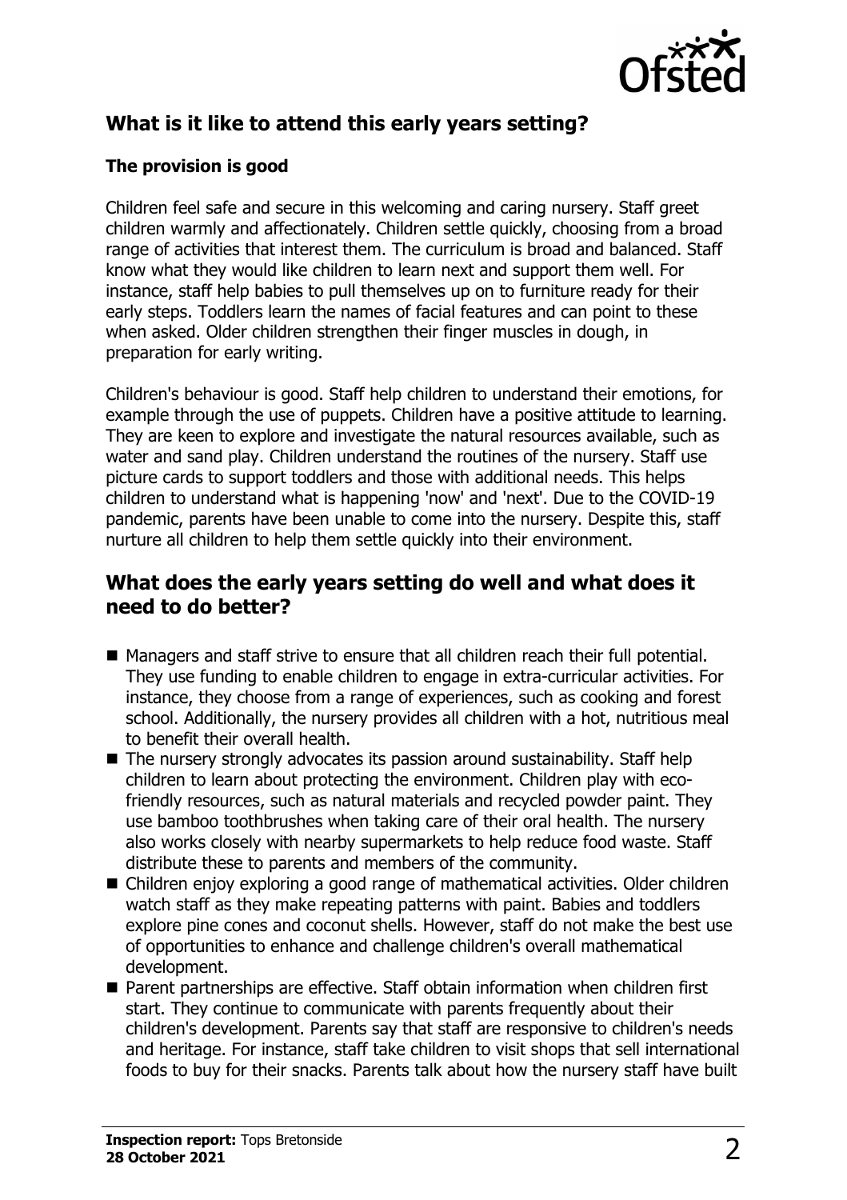## What is it like to attend this early years setting?

### The provision is good

Children feel safe and secure in this welcoming and caring nursery. Staff greet children warmly and affectionately. Children settle quickly, choosing from a broad range of activities that interest them. The curriculum is broad and balanced. Staff know what they would like children to learn next and support them well. For instance, staff help babies to pull themselves up on to furniture ready for their early steps. Toddlers learn the names of facial features and can point to these when asked. Older children strengthen their finger muscles in dough, in preparation for early writing.

Children's behaviour is good. Staff help children to understand their emotions, for example through the use of puppets. Children have a positive attitude to learning. They are keen to explore and investigate the natural resources available, such as water and sand play. Children understand the routines of the nursery. Staff use picture cards to support toddlers and those with additional needs. This helps children to understand what is happening 'now' and 'next'. Due to the COVID-19 pandemic, parents have been unable to come into the nursery. Despite this, staff nurture all children to help them settle quickly into their environment.

## What does the early years setting do well and what does it need to do better?

- Managers and staff strive to ensure that all children reach their full potential. They use funding to enable children to engage in extra-curricular activities. For instance, they choose from a range of experiences, such as cooking and forest school. Additionally, the nursery provides all children with a hot, nutritious meal to benefit their overall health.
- The nursery strongly advocates its passion around sustainability. Staff help children to learn about protecting the environment. Children play with eco-friendly resources, such as natural materials and recycled powder paint. They use bamboo toothbrushes when taking care of their oral health. The nursery also works closely with nearby supermarkets to help reduce food waste. Staff distribute these to parents and members of the community.
- Children enjoy exploring a good range of mathematical activities. Older children watch staff as they make repeating patterns with paint. Babies and toddlers explore pine cones and coconut shells. However, staff do not make the best use of opportunities to enhance and challenge children's overall mathematical development.
- Parent partnerships are effective. Staff obtain information when children first start. They continue to communicate with parents frequently about their children's development. Parents say that staff are responsive to children's needs and heritage. For instance, staff take children to visit shops that sell international foods to buy for their snacks. Parents talk about how the nursery staff have built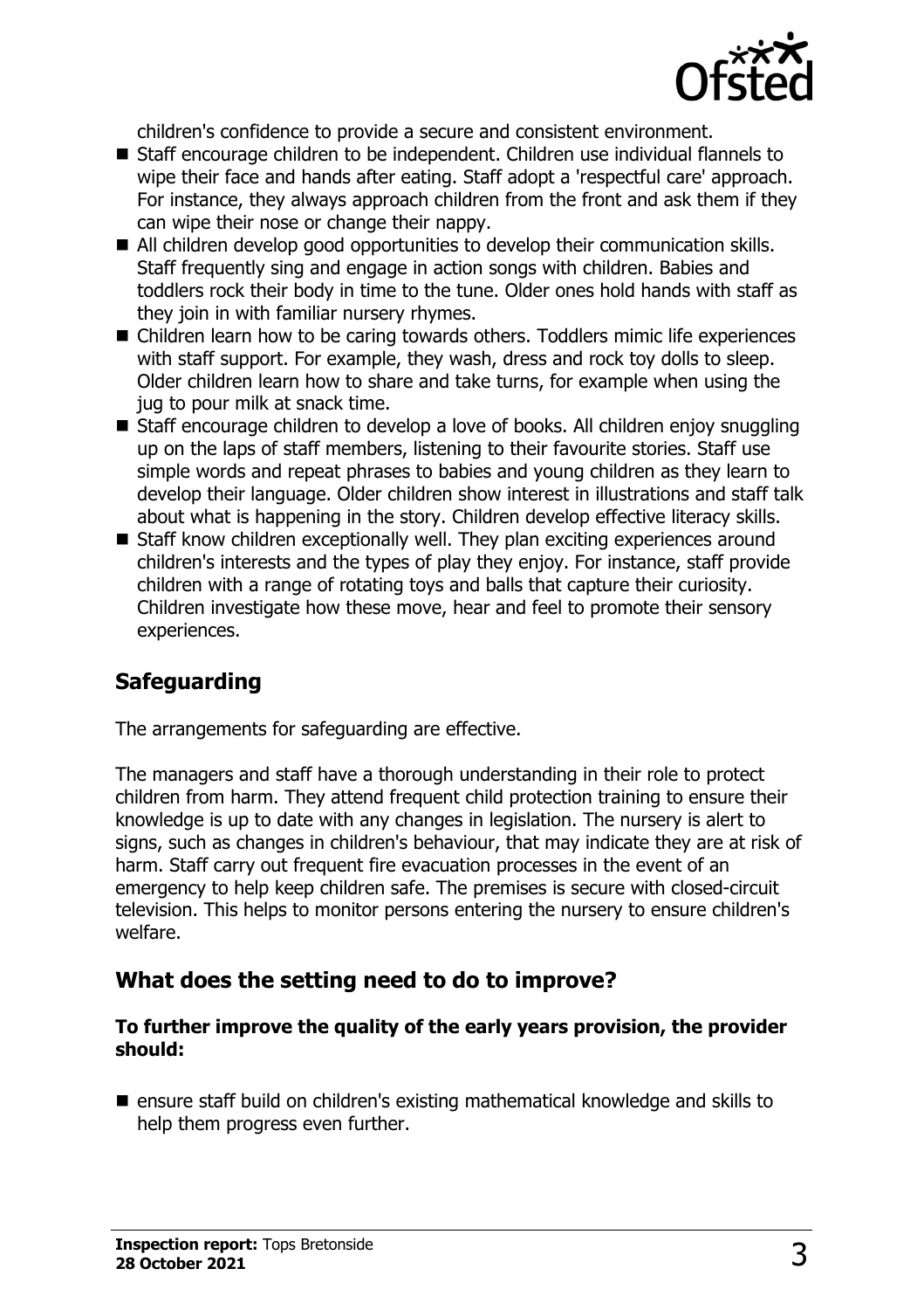children's confidence to provide a secure and consistent environment.

- Staff encourage children to be independent. Children use individual flannels to wipe their face and hands after eating. Staff adopt a 'respectful care' approach. For instance, they always approach children from the front and ask them if they can wipe their nose or change their nappy.
- All children develop good opportunities to develop their communication skills. Staff frequently sing and engage in action songs with children. Babies and toddlers rock their body in time to the tune. Older ones hold hands with staff as they join in with familiar nursery rhymes.
- Children learn how to be caring towards others. Toddlers mimic life experiences with staff support. For example, they wash, dress and rock toy dolls to sleep. Older children learn how to share and take turns, for example when using the jug to pour milk at snack time.
- Staff encourage children to develop a love of books. All children enjoy snuggling up on the laps of staff members, listening to their favourite stories. Staff use simple words and repeat phrases to babies and young children as they learn to develop their language. Older children show interest in illustrations and staff talk about what is happening in the story. Children develop effective literacy skills.
- Staff know children exceptionally well. They plan exciting experiences around children's interests and the types of play they enjoy. For instance, staff provide children with a range of rotating toys and balls that capture their curiosity. Children investigate how these move, hear and feel to promote their sensory experiences.

## Safeguarding

The arrangements for safeguarding are effective.

The managers and staff have a thorough understanding in their role to protect children from harm. They attend frequent child protection training to ensure their knowledge is up to date with any changes in legislation. The nursery is alert to signs, such as changes in children's behaviour, that may indicate they are at risk of harm. Staff carry out frequent fire evacuation processes in the event of an emergency to help keep children safe. The premises is secure with closed-circuit television. This helps to monitor persons entering the nursery to ensure children's welfare.

## What does the setting need to do to improve?

**To further improve the quality of the early years provision, the provider should:**

- ensure staff build on children's existing mathematical knowledge and skills to help them progress even further.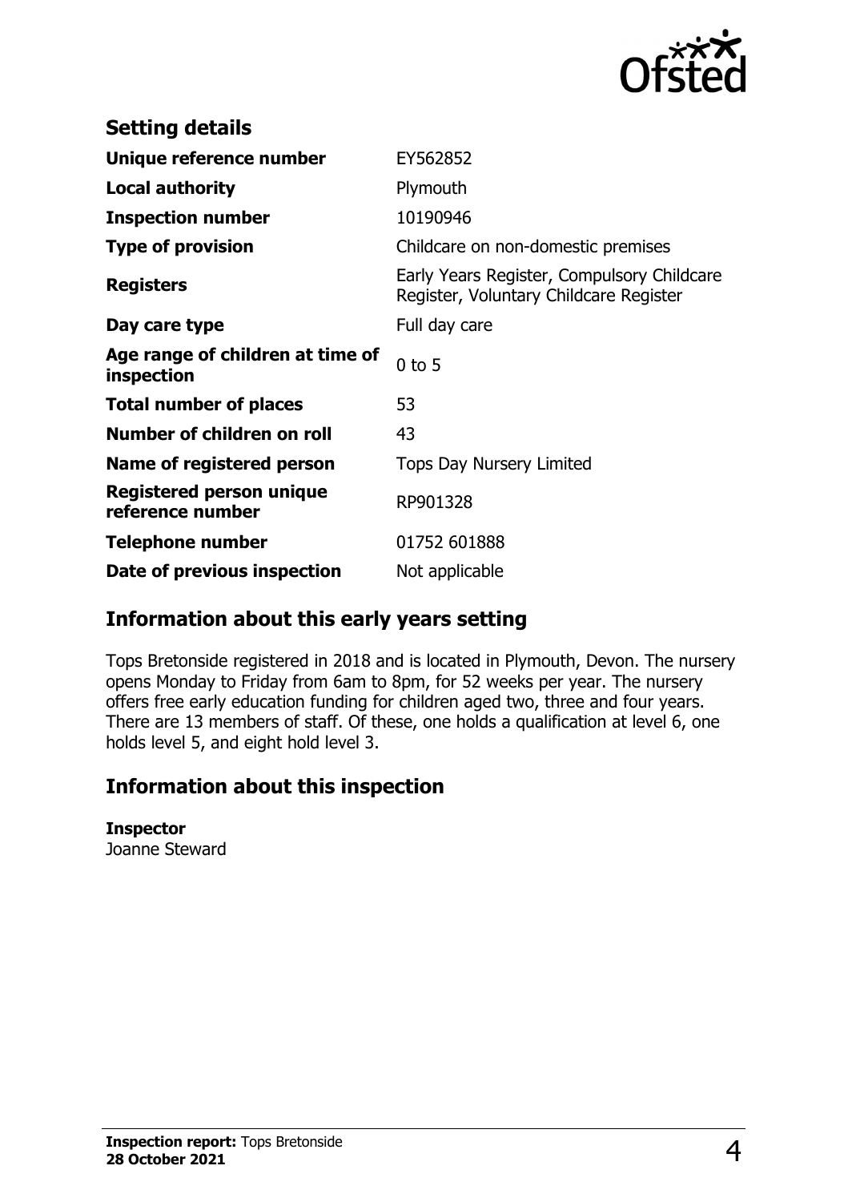## Setting details

| | |
|---|---|
| **Unique reference number** | EY562852 |
| **Local authority** | Plymouth |
| **Inspection number** | 10190946 |
| **Type of provision** | Childcare on non-domestic premises |
| **Registers** | Early Years Register, Compulsory Childcare Register, Voluntary Childcare Register |
| **Day care type** | Full day care |
| **Age range of children at time of inspection** | 0 to 5 |
| **Total number of places** | 53 |
| **Number of children on roll** | 43 |
| **Name of registered person** | Tops Day Nursery Limited |
| **Registered person unique reference number** | RP901328 |
| **Telephone number** | 01752 601888 |
| **Date of previous inspection** | Not applicable |

## Information about this early years setting

Tops Bretonside registered in 2018 and is located in Plymouth, Devon. The nursery opens Monday to Friday from 6am to 8pm, for 52 weeks per year. The nursery offers free early education funding for children aged two, three and four years. There are 13 members of staff. Of these, one holds a qualification at level 6, one holds level 5, and eight hold level 3.

## Information about this inspection

**Inspector**
Joanne Steward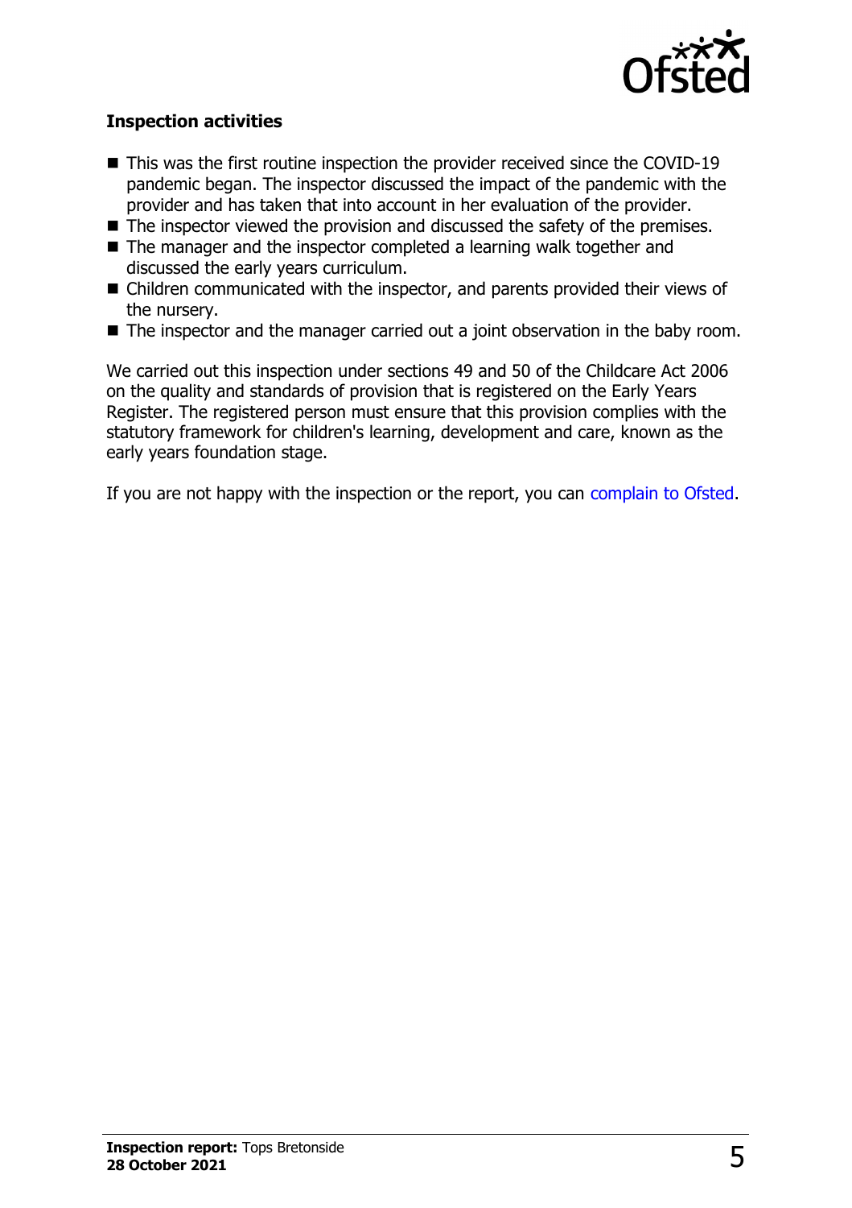### Inspection activities

- This was the first routine inspection the provider received since the COVID-19 pandemic began. The inspector discussed the impact of the pandemic with the provider and has taken that into account in her evaluation of the provider.
- The inspector viewed the provision and discussed the safety of the premises.
- The manager and the inspector completed a learning walk together and discussed the early years curriculum.
- Children communicated with the inspector, and parents provided their views of the nursery.
- The inspector and the manager carried out a joint observation in the baby room.

We carried out this inspection under sections 49 and 50 of the Childcare Act 2006 on the quality and standards of provision that is registered on the Early Years Register. The registered person must ensure that this provision complies with the statutory framework for children's learning, development and care, known as the early years foundation stage.

If you are not happy with the inspection or the report, you can complain to Ofsted.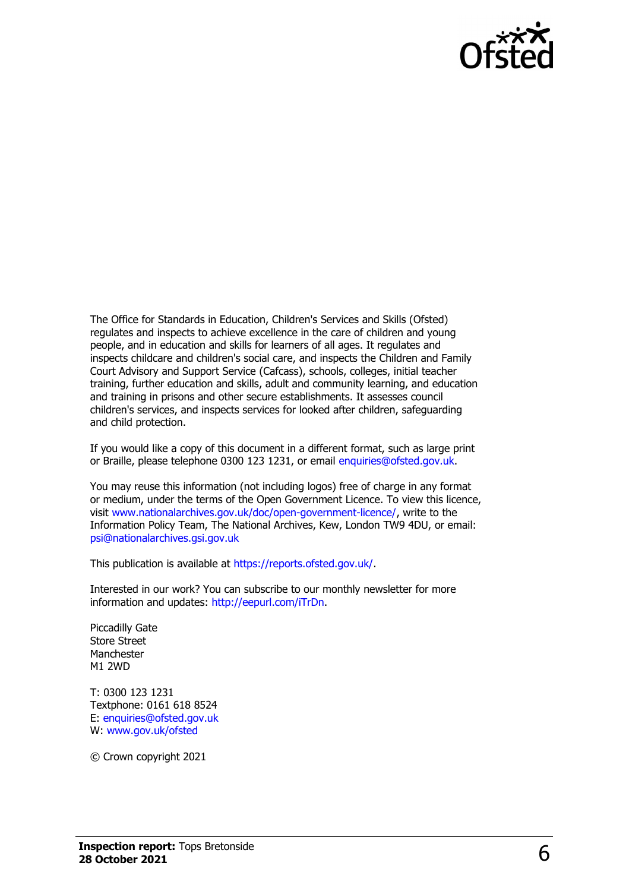The Office for Standards in Education, Children's Services and Skills (Ofsted) regulates and inspects to achieve excellence in the care of children and young people, and in education and skills for learners of all ages. It regulates and inspects childcare and children's social care, and inspects the Children and Family Court Advisory and Support Service (Cafcass), schools, colleges, initial teacher training, further education and skills, adult and community learning, and education and training in prisons and other secure establishments. It assesses council children's services, and inspects services for looked after children, safeguarding and child protection.

If you would like a copy of this document in a different format, such as large print or Braille, please telephone 0300 123 1231, or email enquiries@ofsted.gov.uk.

You may reuse this information (not including logos) free of charge in any format or medium, under the terms of the Open Government Licence. To view this licence, visit www.nationalarchives.gov.uk/doc/open-government-licence/, write to the Information Policy Team, The National Archives, Kew, London TW9 4DU, or email: psi@nationalarchives.gsi.gov.uk

This publication is available at https://reports.ofsted.gov.uk/.

Interested in our work? You can subscribe to our monthly newsletter for more information and updates: http://eepurl.com/iTrDn.

Piccadilly Gate
Store Street
Manchester
M1 2WD

T: 0300 123 1231
Textphone: 0161 618 8524
E: enquiries@ofsted.gov.uk
W: www.gov.uk/ofsted

© Crown copyright 2021